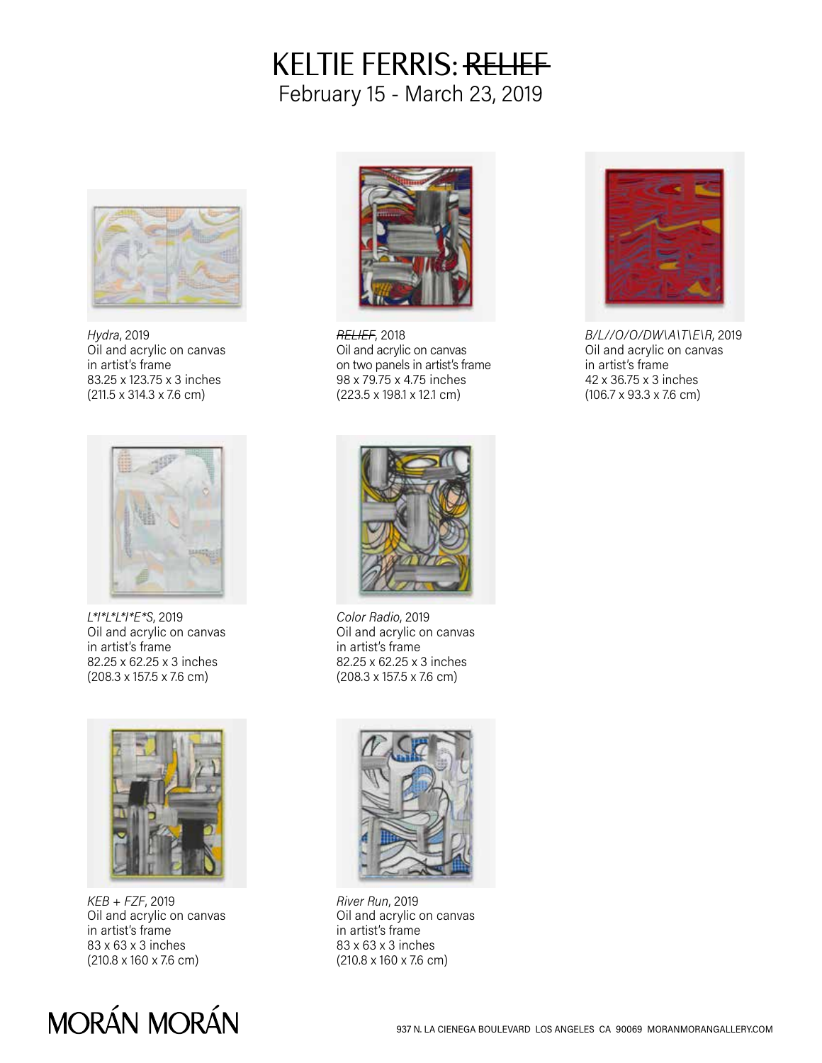# KELTIE FERRIS: ~~RELIEF~~

February 15 - March 23, 2019

*Hydra*, 2019
Oil and acrylic on canvas
in artist's frame
83.25 x 123.75 x 3 inches
(211.5 x 314.3 x 7.6 cm)

*~~RELIEF~~*, 2018
Oil and acrylic on canvas
on two panels in artist's frame
98 x 79.75 x 4.75 inches
(223.5 x 198.1 x 12.1 cm)

*B/L//O/O/DW\A\T\E\R*, 2019
Oil and acrylic on canvas
in artist's frame
42 x 36.75 x 3 inches
(106.7 x 93.3 x 7.6 cm)

*L*I*L*I*E*S*, 2019
Oil and acrylic on canvas
in artist's frame
82.25 x 62.25 x 3 inches
(208.3 x 157.5 x 7.6 cm)

*Color Radio*, 2019
Oil and acrylic on canvas
in artist's frame
82.25 x 62.25 x 3 inches
(208.3 x 157.5 x 7.6 cm)

*KEB + FZF*, 2019
Oil and acrylic on canvas
in artist's frame
83 x 63 x 3 inches
(210.8 x 160 x 7.6 cm)

*River Run*, 2019
Oil and acrylic on canvas
in artist's frame
83 x 63 x 3 inches
(210.8 x 160 x 7.6 cm)

MORÁN MORÁN

937 N. LA CIENEGA BOULEVARD LOS ANGELES CA 90069 MORANMORANGALLERY.COM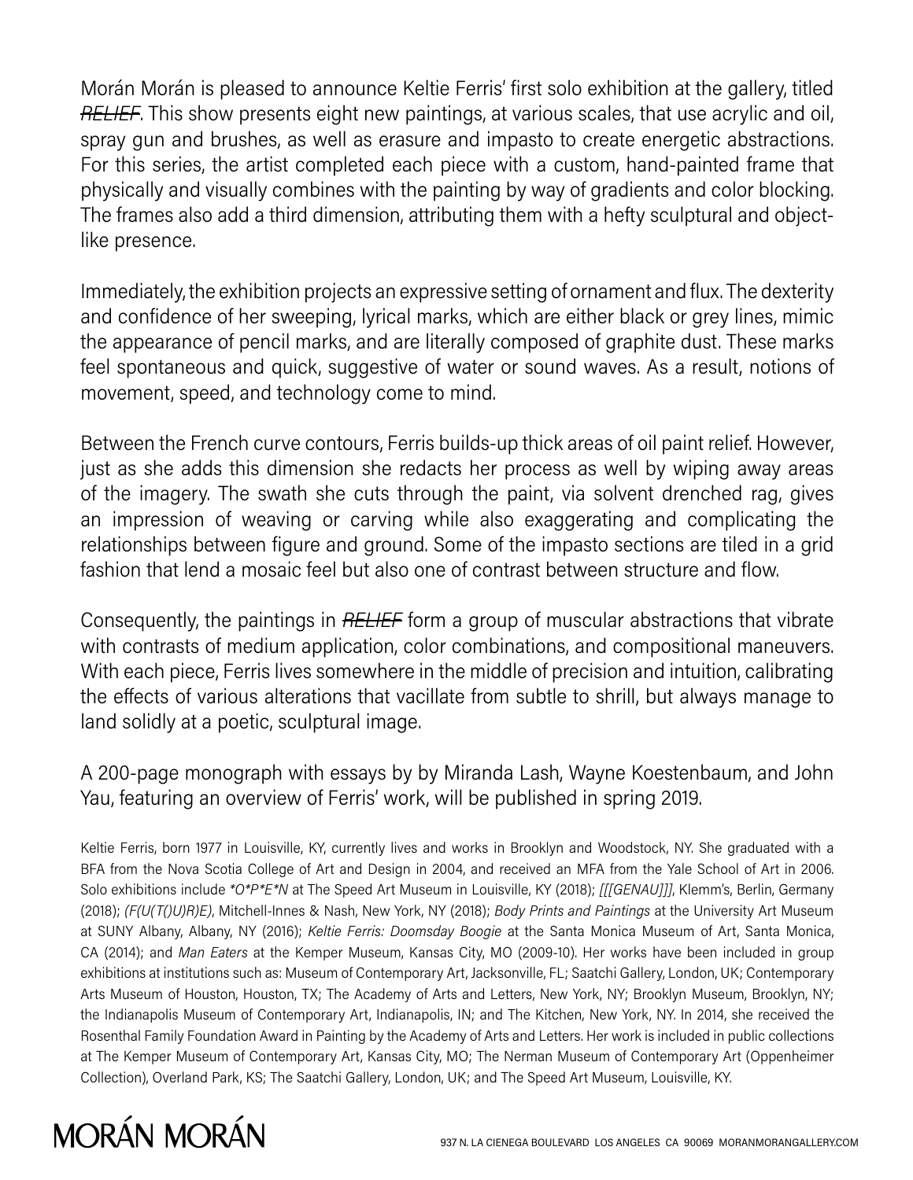Morán Morán is pleased to announce Keltie Ferris' first solo exhibition at the gallery, titled *~~RELIEF~~*. This show presents eight new paintings, at various scales, that use acrylic and oil, spray gun and brushes, as well as erasure and impasto to create energetic abstractions. For this series, the artist completed each piece with a custom, hand-painted frame that physically and visually combines with the painting by way of gradients and color blocking. The frames also add a third dimension, attributing them with a hefty sculptural and object-like presence.

Immediately, the exhibition projects an expressive setting of ornament and flux. The dexterity and confidence of her sweeping, lyrical marks, which are either black or grey lines, mimic the appearance of pencil marks, and are literally composed of graphite dust. These marks feel spontaneous and quick, suggestive of water or sound waves. As a result, notions of movement, speed, and technology come to mind.

Between the French curve contours, Ferris builds-up thick areas of oil paint relief. However, just as she adds this dimension she redacts her process as well by wiping away areas of the imagery. The swath she cuts through the paint, via solvent drenched rag, gives an impression of weaving or carving while also exaggerating and complicating the relationships between figure and ground. Some of the impasto sections are tiled in a grid fashion that lend a mosaic feel but also one of contrast between structure and flow.

Consequently, the paintings in *~~RELIEF~~* form a group of muscular abstractions that vibrate with contrasts of medium application, color combinations, and compositional maneuvers. With each piece, Ferris lives somewhere in the middle of precision and intuition, calibrating the effects of various alterations that vacillate from subtle to shrill, but always manage to land solidly at a poetic, sculptural image.

A 200-page monograph with essays by by Miranda Lash, Wayne Koestenbaum, and John Yau, featuring an overview of Ferris' work, will be published in spring 2019.

Keltie Ferris, born 1977 in Louisville, KY, currently lives and works in Brooklyn and Woodstock, NY. She graduated with a BFA from the Nova Scotia College of Art and Design in 2004, and received an MFA from the Yale School of Art in 2006. Solo exhibitions include *\*O\*P\*E\*N* at The Speed Art Museum in Louisville, KY (2018); *[[[GENAU]]]*, Klemm's, Berlin, Germany (2018); *(F(U(T()U)R)E)*, Mitchell-Innes & Nash, New York, NY (2018); *Body Prints and Paintings* at the University Art Museum at SUNY Albany, Albany, NY (2016); *Keltie Ferris: Doomsday Boogie* at the Santa Monica Museum of Art, Santa Monica, CA (2014); and *Man Eaters* at the Kemper Museum, Kansas City, MO (2009-10). Her works have been included in group exhibitions at institutions such as: Museum of Contemporary Art, Jacksonville, FL; Saatchi Gallery, London, UK; Contemporary Arts Museum of Houston, Houston, TX; The Academy of Arts and Letters, New York, NY; Brooklyn Museum, Brooklyn, NY; the Indianapolis Museum of Contemporary Art, Indianapolis, IN; and The Kitchen, New York, NY. In 2014, she received the Rosenthal Family Foundation Award in Painting by the Academy of Arts and Letters. Her work is included in public collections at The Kemper Museum of Contemporary Art, Kansas City, MO; The Nerman Museum of Contemporary Art (Oppenheimer Collection), Overland Park, KS; The Saatchi Gallery, London, UK; and The Speed Art Museum, Louisville, KY.